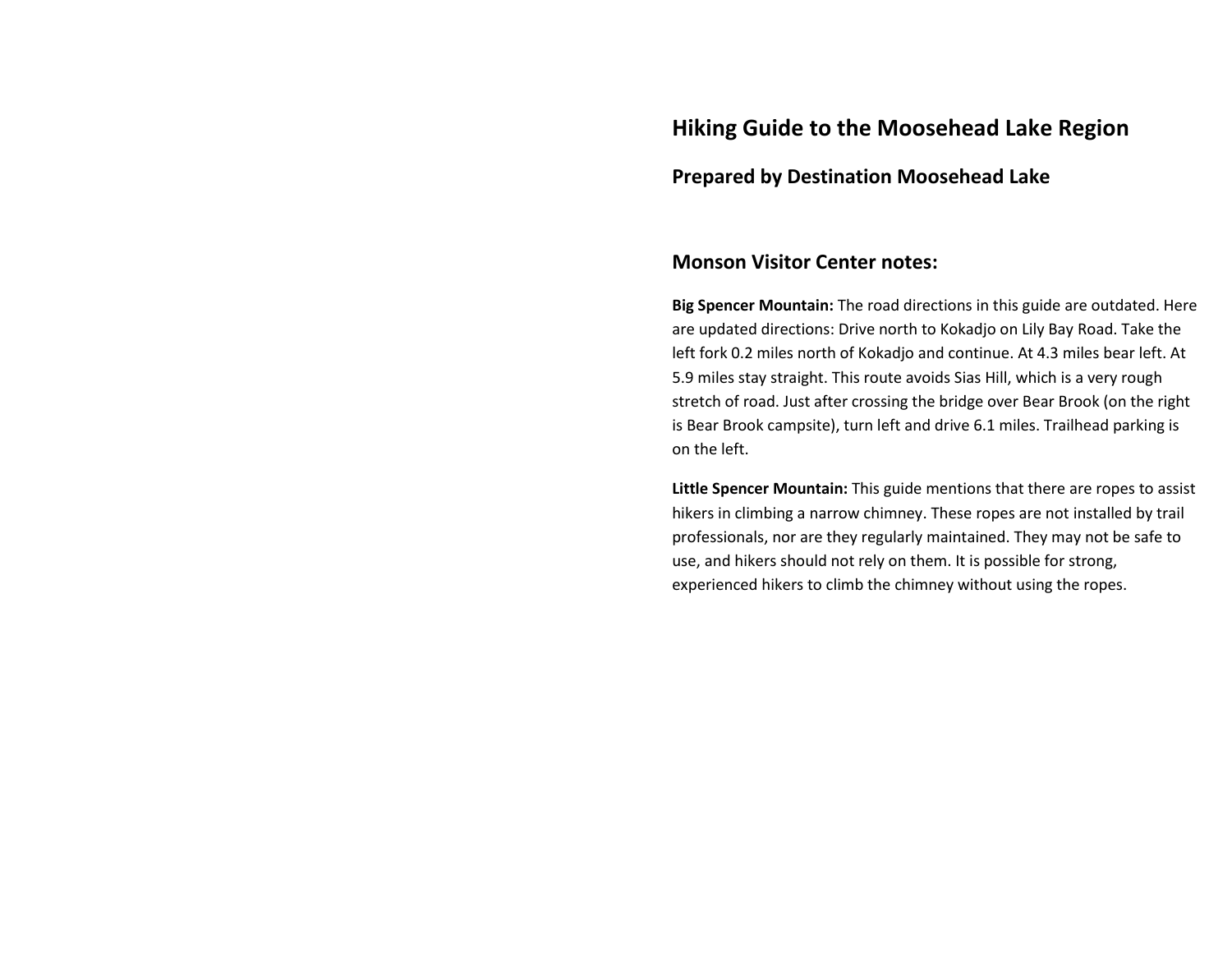# Hiking Guide to the Moosehead Lake Region

## Prepared by Destination Moosehead Lake

## Monson Visitor Center notes:

**Big Spencer Mountain:** The road directions in this guide are outdated. Here are updated directions: Drive north to Kokadjo on Lily Bay Road. Take the left fork 0.2 miles north of Kokadjo and continue. At 4.3 miles bear left. At 5.9 miles stay straight. This route avoids Sias Hill, which is a very rough stretch of road. Just after crossing the bridge over Bear Brook (on the right is Bear Brook campsite), turn left and drive 6.1 miles. Trailhead parking is on the left.

**Little Spencer Mountain:** This guide mentions that there are ropes to assist hikers in climbing a narrow chimney. These ropes are not installed by trail professionals, nor are they regularly maintained. They may not be safe to use, and hikers should not rely on them. It is possible for strong, experienced hikers to climb the chimney without using the ropes.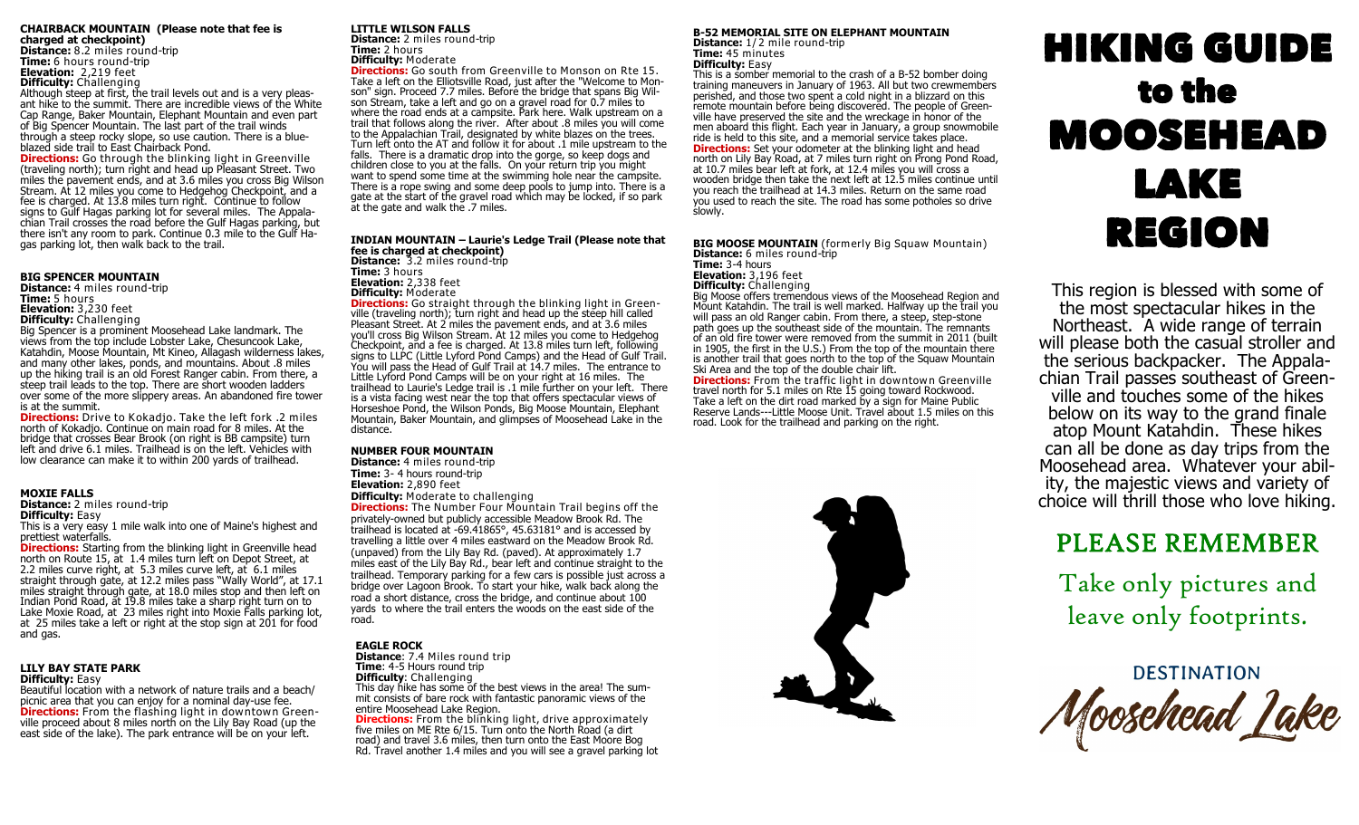## CHAIRBACK MOUNTAIN (Please note that fee is charged at checkpoint)

**Distance:** 8.2 miles round-trip
**Time:** 6 hours round-trip
**Elevation:** 2,219 feet
**Difficulty:** Challenging

Although steep at first, the trail levels out and is a very pleasant hike to the summit. There are incredible views of the White Cap Range, Baker Mountain, Elephant Mountain and even part of Big Spencer Mountain. The last part of the trail winds through a steep rocky slope, so use caution. There is a blue-blazed side trail to East Chairback Pond.

**Directions:** Go through the blinking light in Greenville (traveling north); turn right and head up Pleasant Street. Two miles the pavement ends, and at 3.6 miles you cross Big Wilson Stream. At 12 miles you come to Hedgehog Checkpoint, and a fee is charged. At 13.8 miles turn right. Continue to follow signs to Gulf Hagas parking lot for several miles. The Appalachian Trail crosses the road before the Gulf Hagas parking, but there isn't any room to park. Continue 0.3 mile to the Gulf Hagas parking lot, then walk back to the trail.

## BIG SPENCER MOUNTAIN

**Distance:** 4 miles round-trip
**Time:** 5 hours
**Elevation:** 3,230 feet
**Difficulty:** Challenging

Big Spencer is a prominent Moosehead Lake landmark. The views from the top include Lobster Lake, Chesuncook Lake, Katahdin, Moose Mountain, Mt Kineo, Allagash wilderness lakes, and many other lakes, ponds, and mountains. About .8 miles up the hiking trail is an old Forest Ranger cabin. From there, a steep trail leads to the top. There are short wooden ladders over some of the more slippery areas. An abandoned fire tower is at the summit.

**Directions:** Drive to Kokadjo. Take the left fork .2 miles north of Kokadjo. Continue on main road for 8 miles. At the bridge that crosses Bear Brook (on right is BB campsite) turn left and drive 6.1 miles. Trailhead is on the left. Vehicles with low clearance can make it to within 200 yards of trailhead.

## MOXIE FALLS

**Distance:** 2 miles round-trip
**Difficulty:** Easy

This is a very easy 1 mile walk into one of Maine's highest and prettiest waterfalls.

**Directions:** Starting from the blinking light in Greenville head north on Route 15, at 1.4 miles turn left on Depot Street, at 2.2 miles curve right, at 5.3 miles curve left, at 6.1 miles straight through gate, at 12.2 miles pass "Wally World", at 17.1 miles straight through gate, at 18.0 miles stop and then left on Indian Pond Road, at 19.8 miles take a sharp right turn on to Lake Moxie Road, at 23 miles right into Moxie Falls parking lot, at 25 miles take a left or right at the stop sign at 201 for food and gas.

## LILY BAY STATE PARK

**Difficulty:** Easy

Beautiful location with a network of nature trails and a beach/picnic area that you can enjoy for a nominal day-use fee.

**Directions:** From the flashing light in downtown Greenville proceed about 8 miles north on the Lily Bay Road (up the east side of the lake). The park entrance will be on your left.

## LITTLE WILSON FALLS

**Distance:** 2 miles round-trip
**Time:** 2 hours
**Difficulty:** Moderate

**Directions:** Go south from Greenville to Monson on Rte 15. Take a left on the Elliotsville Road, just after the "Welcome to Monson" sign. Proceed 7.7 miles. Before the bridge that spans Big Wilson Stream, take a left and go on a gravel road for 0.7 miles to where the road ends at a campsite. Park here. Walk upstream on a trail that follows along the river. After about .8 miles you will come to the Appalachian Trail, designated by white blazes on the trees. Turn left onto the AT and follow it for about .1 mile upstream to the falls. There is a dramatic drop into the gorge, so keep dogs and children close to you at the falls. On your return trip you might want to spend some time at the swimming hole near the campsite. There is a rope swing and some deep pools to jump into. There is a gate at the start of the gravel road which may be locked, if so park at the gate and walk the .7 miles.

## INDIAN MOUNTAIN – Laurie's Ledge Trail (Please note that fee is charged at checkpoint)

**Distance:** 3.2 miles round-trip
**Time:** 3 hours
**Elevation:** 2,338 feet
**Difficulty:** Moderate

**Directions:** Go straight through the blinking light in Greenville (traveling north); turn right and head up the steep hill called Pleasant Street. At 2 miles the pavement ends, and at 3.6 miles you'll cross Big Wilson Stream. At 12 miles you come to Hedgehog Checkpoint, and a fee is charged. At 13.8 miles turn left, following signs to LLPC (Little Lyford Pond Camps) and the Head of Gulf Trail. You will pass the Head of Gulf Trail at 14.7 miles. The entrance to Little Lyford Pond Camps will be on your right at 16 miles. The trailhead to Laurie's Ledge trail is .1 mile further on your left. There is a vista facing west near the top that offers spectacular views of Horseshoe Pond, the Wilson Ponds, Big Moose Mountain, Elephant Mountain, Baker Mountain, and glimpses of Moosehead Lake in the distance.

## NUMBER FOUR MOUNTAIN

**Distance:** 4 miles round-trip
**Time:** 3- 4 hours round-trip
**Elevation:** 2,890 feet
**Difficulty:** Moderate to challenging

**Directions:** The Number Four Mountain Trail begins off the privately-owned but publicly accessible Meadow Brook Rd. The trailhead is located at -69.41865°, 45.63181° and is accessed by travelling a little over 4 miles eastward on the Meadow Brook Rd. (unpaved) from the Lily Bay Rd. (paved). At approximately 1.7 miles east of the Lily Bay Rd., bear left and continue straight to the trailhead. Temporary parking for a few cars is possible just across a bridge over Lagoon Brook. To start your hike, walk back along the road a short distance, cross the bridge, and continue about 100 yards to where the trail enters the woods on the east side of the road.

## EAGLE ROCK

**Distance**: 7.4 Miles round trip
**Time**: 4-5 Hours round trip
**Difficulty**: Challenging

This day hike has some of the best views in the area! The summit consists of bare rock with fantastic panoramic views of the entire Moosehead Lake Region.

**Directions:** From the blinking light, drive approximately five miles on ME Rte 6/15. Turn onto the North Road (a dirt road) and travel 3.6 miles, then turn onto the East Moore Bog Rd. Travel another 1.4 miles and you will see a gravel parking lot

## B-52 MEMORIAL SITE ON ELEPHANT MOUNTAIN

**Distance:** 1/2 mile round-trip
**Time:** 45 minutes
**Difficulty:** Easy

This is a somber memorial to the crash of a B-52 bomber doing training maneuvers in January of 1963. All but two crewmembers perished, and those two spent a cold night in a blizzard on this remote mountain before being discovered. The people of Greenville have preserved the site and the wreckage in honor of the men aboard this flight. Each year in January, a group snowmobile ride is held to this site, and a memorial service takes place.

**Directions:** Set your odometer at the blinking light and head north on Lily Bay Road, at 7 miles turn right on Prong Pond Road, at 10.7 miles bear left at fork, at 12.4 miles you will cross a wooden bridge then take the next left at 12.5 miles continue until you reach the trailhead at 14.3 miles. Return on the same road you used to reach the site. The road has some potholes so drive slowly.

## BIG MOOSE MOUNTAIN (formerly Big Squaw Mountain)

**Distance:** 6 miles round-trip
**Time:** 3-4 hours
**Elevation:** 3,196 feet
**Difficulty:** Challenging

Big Moose offers tremendous views of the Moosehead Region and Mount Katahdin. The trail is well marked. Halfway up the trail you will pass an old Ranger cabin. From there, a steep, step-stone path goes up the southeast side of the mountain. The remnants of an old fire tower were removed from the summit in 2011 (built in 1905, the first in the U.S.) From the top of the mountain there is another trail that goes north to the top of the Squaw Mountain Ski Area and the top of the double chair lift.

**Directions:** From the traffic light in downtown Greenville travel north for 5.1 miles on Rte 15 going toward Rockwood. Take a left on the dirt road marked by a sign for Maine Public Reserve Lands---Little Moose Unit. Travel about 1.5 miles on this road. Look for the trailhead and parking on the right.

# HIKING GUIDE to the MOOSEHEAD LAKE REGION

This region is blessed with some of the most spectacular hikes in the Northeast. A wide range of terrain will please both the casual stroller and the serious backpacker. The Appalachian Trail passes southeast of Greenville and touches some of the hikes below on its way to the grand finale atop Mount Katahdin. These hikes can all be done as day trips from the Moosehead area. Whatever your ability, the majestic views and variety of choice will thrill those who love hiking.

## PLEASE REMEMBER

Take only pictures and leave only footprints.

DESTINATION Moosehead Lake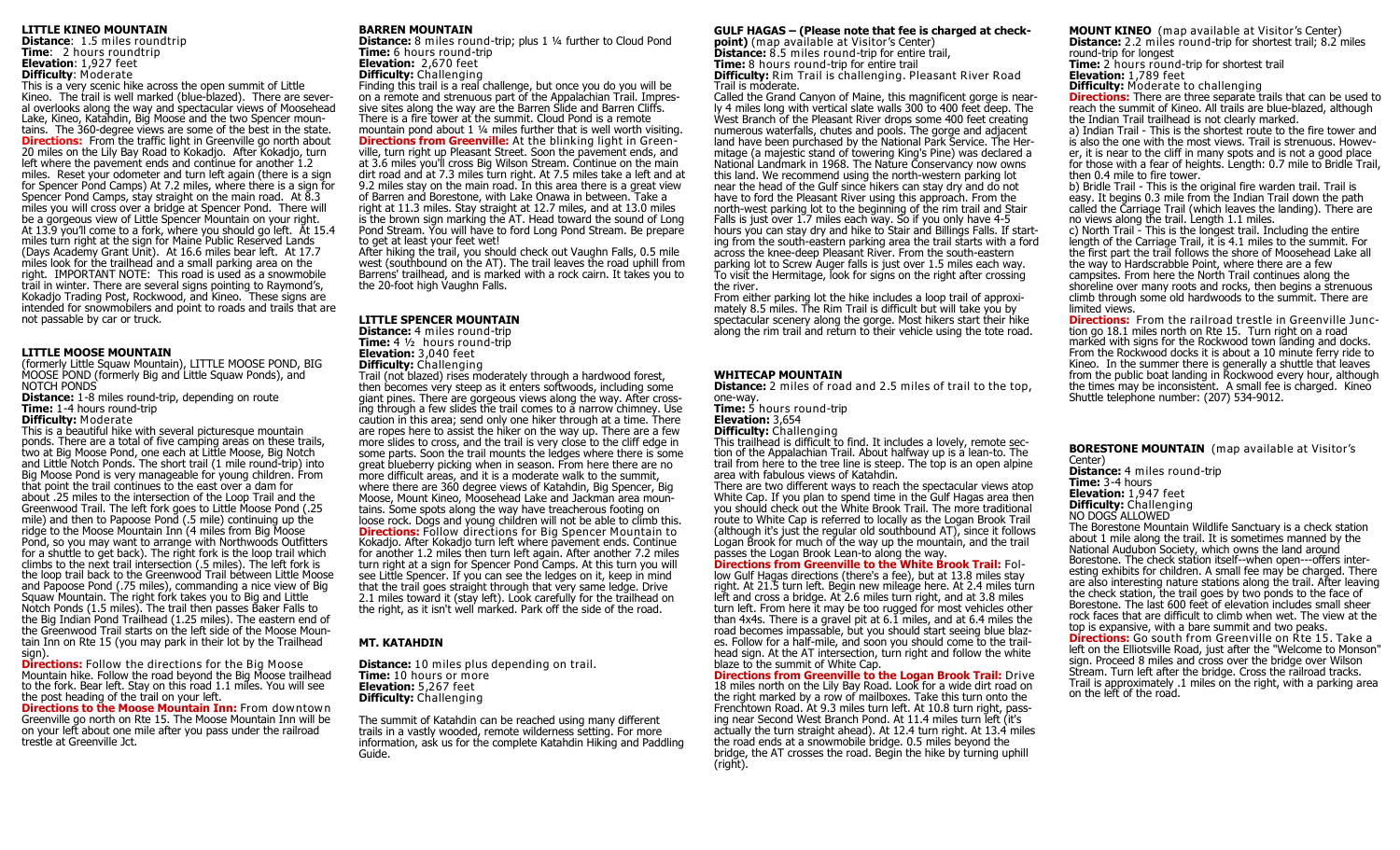## LITTLE KINEO MOUNTAIN

**Distance**: 1.5 miles roundtrip
**Time**: 2 hours roundtrip
**Elevation**: 1,927 feet
**Difficulty**: Moderate

This is a very scenic hike across the open summit of Little Kineo. The trail is well marked (blue-blazed). There are several overlooks along the way and spectacular views of Moosehead Lake, Kineo, Katahdin, Big Moose and the two Spencer mountains. The 360-degree views are some of the best in the state. **Directions:** From the traffic light in Greenville go north about 20 miles on the Lily Bay Road to Kokadjo. After Kokadjo, turn left where the pavement ends and continue for another 1.2 miles. Reset your odometer and turn left again (there is a sign for Spencer Pond Camps) At 7.2 miles, where there is a sign for Spencer Pond Camps, stay straight on the main road. At 8.3 miles you will cross over a bridge at Spencer Pond. There will be a gorgeous view of Little Spencer Mountain on your right. At 13.9 you'll come to a fork, where you should go left. At 15.4 miles turn right at the sign for Maine Public Reserved Lands (Days Academy Grant Unit). At 16.6 miles bear left. At 17.7 miles look for the trailhead and a small parking area on the right. IMPORTANT NOTE: This road is used as a snowmobile trail in winter. There are several signs pointing to Raymond's, Kokadjo Trading Post, Rockwood, and Kineo. These signs are intended for snowmobilers and point to roads and trails that are not passable by car or truck.

## LITTLE MOOSE MOUNTAIN

(formerly Little Squaw Mountain), LITTLE MOOSE POND, BIG MOOSE POND (formerly Big and Little Squaw Ponds), and NOTCH PONDS

**Distance:** 1-8 miles round-trip, depending on route
**Time:** 1-4 hours round-trip
**Difficulty:** Moderate

This is a beautiful hike with several picturesque mountain ponds. There are a total of five camping areas on these trails, two at Big Moose Pond, one each at Little Moose, Big Notch and Little Notch Ponds. The short trail (1 mile round-trip) into Big Moose Pond is very manageable for young children. From that point the trail continues to the east over a dam for about .25 miles to the intersection of the Loop Trail and the Greenwood Trail. The left fork goes to Little Moose Pond (.25 mile) and then to Papoose Pond (.5 mile) continuing up the ridge to the Moose Mountain Inn (4 miles from Big Moose Pond, so you may want to arrange with Northwoods Outfitters for a shuttle to get back). The right fork is the loop trail which climbs to the next trail intersection (.5 miles). The left fork is the loop trail back to the Greenwood Trail between Little Moose and Papoose Pond (.75 miles), commanding a nice view of Big Squaw Mountain. The right fork takes you to Big and Little Notch Ponds (1.5 miles). The trail then passes Baker Falls to the Big Indian Pond Trailhead (1.25 miles). The eastern end of the Greenwood Trail starts on the left side of the Moose Mountain Inn on Rte 15 (you may park in their lot by the Trailhead sign).

**Directions:** Follow the directions for the Big Moose Mountain hike. Follow the road beyond the Big Moose trailhead to the fork. Bear left. Stay on this road 1.1 miles. You will see the post heading of the trail on your left.

**Directions to the Moose Mountain Inn:** From downtown Greenville go north on Rte 15. The Moose Mountain Inn will be on your left about one mile after you pass under the railroad trestle at Greenville Jct.

## BARREN MOUNTAIN

**Distance:** 8 miles round-trip; plus 1 ¼ further to Cloud Pond
**Time:** 6 hours round-trip
**Elevation:** 2,670 feet
**Difficulty:** Challenging

Finding this trail is a real challenge, but once you do you will be on a remote and strenuous part of the Appalachian Trail. Impressive sites along the way are the Barren Slide and Barren Cliffs. There is a fire tower at the summit. Cloud Pond is a remote mountain pond about 1 ¼ miles further that is well worth visiting. **Directions from Greenville:** At the blinking light in Greenville, turn right up Pleasant Street. Soon the pavement ends, and at 3.6 miles you'll cross Big Wilson Stream. Continue on the main dirt road and at 7.3 miles turn right. At 7.5 miles take a left and at 9.2 miles stay on the main road. In this area there is a great view of Barren and Borestone, with Lake Onawa in between. Take a right at 11.3 miles. Stay straight at 12.7 miles, and at 13.0 miles is the brown sign marking the AT. Head toward the sound of Long Pond Stream. You will have to ford Long Pond Stream. Be prepare to get at least your feet wet!

After hiking the trail, you should check out Vaughn Falls, 0.5 mile west (southbound on the AT). The trail leaves the road uphill from Barrens' trailhead, and is marked with a rock cairn. It takes you to the 20-foot high Vaughn Falls.

## LITTLE SPENCER MOUNTAIN

**Distance:** 4 miles round-trip
**Time:** 4 ½ hours round-trip
**Elevation:** 3,040 feet
**Difficulty:** Challenging

Trail (not blazed) rises moderately through a hardwood forest, then becomes very steep as it enters softwoods, including some giant pines. There are gorgeous views along the way. After crossing through a few slides the trail comes to a narrow chimney. Use caution in this area; send only one hiker through at a time. There are ropes here to assist the hiker on the way up. There are a few more slides to cross, and the trail is very close to the cliff edge in some parts. Soon the trail mounts the ledges where there is some great blueberry picking when in season. From here there are no more difficult areas, and it is a moderate walk to the summit, where there are 360 degree views of Katahdin, Big Spencer, Big Moose, Mount Kineo, Moosehead Lake and Jackman area mountains. Some spots along the way have treacherous footing on loose rock. Dogs and young children will not be able to climb this. **Directions:** Follow directions for Big Spencer Mountain to Kokadjo. After Kokadjo turn left where pavement ends. Continue for another 1.2 miles then turn left. After another 7.2 miles turn right at a sign for Spencer Pond Camps. At this turn you will see Little Spencer. If you can see the ledges on it, keep in mind that the trail goes straight through that very same ledge. Drive 2.1 miles toward it (stay left). Look carefully for the trailhead on the right, as it isn't well marked. Park off the side of the road.

## MT. KATAHDIN

**Distance:** 10 miles plus depending on trail.
**Time:** 10 hours or more
**Elevation:** 5,267 feet
**Difficulty:** Challenging

The summit of Katahdin can be reached using many different trails in a vastly wooded, remote wilderness setting. For more information, ask us for the complete Katahdin Hiking and Paddling Guide.

## GULF HAGAS – (Please note that fee is charged at checkpoint) (map available at Visitor's Center)

**Distance:** 8.5 miles round-trip for entire trail,
**Time:** 8 hours round-trip for entire trail
**Difficulty:** Rim Trail is challenging. Pleasant River Road Trail is moderate.

Called the Grand Canyon of Maine, this magnificent gorge is nearly 4 miles long with vertical slate walls 300 to 400 feet deep. The West Branch of the Pleasant River drops some 400 feet creating numerous waterfalls, chutes and pools. The gorge and adjacent land have been purchased by the National Park Service. The Hermitage (a majestic stand of towering King's Pine) was declared a National Landmark in 1968. The Nature Conservancy now owns this land. We recommend using the north-western parking lot near the head of the Gulf since hikers can stay dry and do not have to ford the Pleasant River using this approach. From the north-west parking lot to the beginning of the rim trail and Stair Falls is just over 1.7 miles each way. So if you only have 4-5 hours you can stay dry and hike to Stair and Billings Falls. If starting from the south-eastern parking area the trail starts with a ford across the knee-deep Pleasant River. From the south-eastern parking lot to Screw Auger falls is just over 1.5 miles each way. To visit the Hermitage, look for signs on the right after crossing the river.

From either parking lot the hike includes a loop trail of approximately 8.5 miles. The Rim Trail is difficult but will take you by spectacular scenery along the gorge. Most hikers start their hike along the rim trail and return to their vehicle using the tote road.

## WHITECAP MOUNTAIN

**Distance:** 2 miles of road and 2.5 miles of trail to the top, one-way.
**Time:** 5 hours round-trip
**Elevation:** 3,654
**Difficulty:** Challenging

This trailhead is difficult to find. It includes a lovely, remote section of the Appalachian Trail. About halfway up is a lean-to. The trail from here to the tree line is steep. The top is an open alpine area with fabulous views of Katahdin.

There are two different ways to reach the spectacular views atop White Cap. If you plan to spend time in the Gulf Hagas area then you should check out the White Brook Trail. The more traditional route to White Cap is referred to locally as the Logan Brook Trail (although it's just the regular old southbound AT), since it follows Logan Brook for much of the way up the mountain, and the trail passes the Logan Brook Lean-to along the way.

**Directions from Greenville to the White Brook Trail:** Follow Gulf Hagas directions (there's a fee), but at 13.8 miles stay right. At 21.5 turn left. Begin new mileage here. At 2.4 miles turn left and cross a bridge. At 2.6 miles turn right, and at 3.8 miles turn left. From here it may be too rugged for most vehicles other than 4x4s. There is a gravel pit at 6.1 miles, and at 6.4 miles the road becomes impassable, but you should start seeing blue blazes. Follow for a half-mile, and soon you should come to the trailhead sign. At the AT intersection, turn right and follow the white blaze to the summit of White Cap.

**Directions from Greenville to the Logan Brook Trail:** Drive 18 miles north on the Lily Bay Road. Look for a wide dirt road on the right marked by a row of mailboxes. Take this turn onto the Frenchtown Road. At 9.3 miles turn left. At 10.8 turn right, passing near Second West Branch Pond. At 11.4 miles turn left (it's actually the turn straight ahead). At 12.4 turn right. At 13.4 miles the road ends at a snowmobile bridge. 0.5 miles beyond the bridge, the AT crosses the road. Begin the hike by turning uphill (right).

## MOUNT KINEO (map available at Visitor's Center)

**Distance:** 2.2 miles round-trip for shortest trail; 8.2 miles round-trip for longest
**Time:** 2 hours round-trip for shortest trail
**Elevation:** 1,789 feet
**Difficulty:** Moderate to challenging

**Directions:** There are three separate trails that can be used to reach the summit of Kineo. All trails are blue-blazed, although the Indian Trail trailhead is not clearly marked.

a) Indian Trail - This is the shortest route to the fire tower and is also the one with the most views. Trail is strenuous. However, it is near to the cliff in many spots and is not a good place for those with a fear of heights. Length: 0.7 mile to Bridle Trail, then 0.4 mile to fire tower.

b) Bridle Trail - This is the original fire warden trail. Trail is easy. It begins 0.3 mile from the Indian Trail down the path called the Carriage Trail (which leaves the landing). There are no views along the trail. Length 1.1 miles.

c) North Trail - This is the longest trail. Including the entire length of the Carriage Trail, it is 4.1 miles to the summit. For the first part the trail follows the shore of Moosehead Lake all the way to Hardscrabble Point, where there are a few campsites. From here the North Trail continues along the shoreline over many roots and rocks, then begins a strenuous climb through some old hardwoods to the summit. There are limited views.

**Directions:** From the railroad trestle in Greenville Junction go 18.1 miles north on Rte 15. Turn right on a road marked with signs for the Rockwood town landing and docks. From the Rockwood docks it is about a 10 minute ferry ride to Kineo. In the summer there is generally a shuttle that leaves from the public boat landing in Rockwood every hour, although the times may be inconsistent. A small fee is charged. Kineo Shuttle telephone number: (207) 534-9012.

## BORESTONE MOUNTAIN (map available at Visitor's Center)

**Distance:** 4 miles round-trip
**Time:** 3-4 hours
**Elevation:** 1,947 feet
**Difficulty:** Challenging
NO DOGS ALLOWED

The Borestone Mountain Wildlife Sanctuary is a check station about 1 mile along the trail. It is sometimes manned by the National Audubon Society, which owns the land around Borestone. The check station itself--when open---offers interesting exhibits for children. A small fee may be charged. There are also interesting nature stations along the trail. After leaving the check station, the trail goes by two ponds to the face of Borestone. The last 600 feet of elevation includes small sheer rock faces that are difficult to climb when wet. The view at the top is expansive, with a bare summit and two peaks.

**Directions:** Go south from Greenville on Rte 15. Take a left on the Elliotsville Road, just after the "Welcome to Monson" sign. Proceed 8 miles and cross over the bridge over Wilson Stream. Turn left after the bridge. Cross the railroad tracks. Trail is approximately .1 miles on the right, with a parking area on the left of the road.